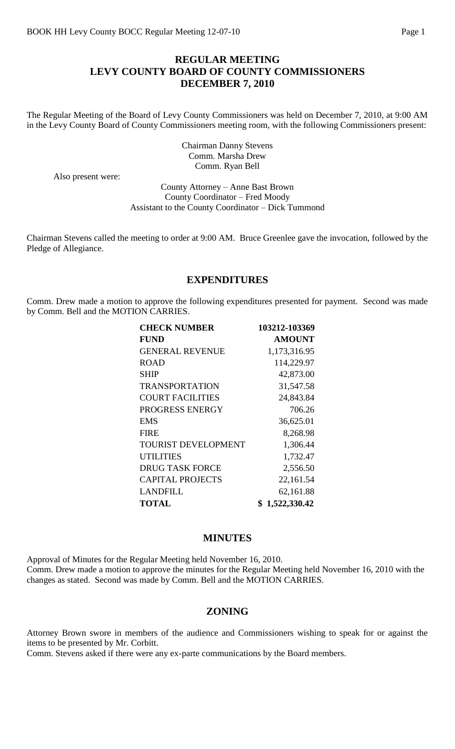# REGULAR MEETING
# LEVY COUNTY BOARD OF COUNTY COMMISSIONERS
# DECEMBER 7, 2010

The Regular Meeting of the Board of Levy County Commissioners was held on December 7, 2010, at 9:00 AM in the Levy County Board of County Commissioners meeting room, with the following Commissioners present:

Chairman Danny Stevens
Comm. Marsha Drew
Comm. Ryan Bell

Also present were:

County Attorney – Anne Bast Brown
County Coordinator – Fred Moody
Assistant to the County Coordinator – Dick Tummond

Chairman Stevens called the meeting to order at 9:00 AM. Bruce Greenlee gave the invocation, followed by the Pledge of Allegiance.

## EXPENDITURES

Comm. Drew made a motion to approve the following expenditures presented for payment. Second was made by Comm. Bell and the MOTION CARRIES.

| CHECK NUMBER | 103212-103369 |
|---|---|
| **FUND** | **AMOUNT** |
| GENERAL REVENUE | 1,173,316.95 |
| ROAD | 114,229.97 |
| SHIP | 42,873.00 |
| TRANSPORTATION | 31,547.58 |
| COURT FACILITIES | 24,843.84 |
| PROGRESS ENERGY | 706.26 |
| EMS | 36,625.01 |
| FIRE | 8,268.98 |
| TOURIST DEVELOPMENT | 1,306.44 |
| UTILITIES | 1,732.47 |
| DRUG TASK FORCE | 2,556.50 |
| CAPITAL PROJECTS | 22,161.54 |
| LANDFILL | 62,161.88 |
| **TOTAL** | **$ 1,522,330.42** |

## MINUTES

Approval of Minutes for the Regular Meeting held November 16, 2010.
Comm. Drew made a motion to approve the minutes for the Regular Meeting held November 16, 2010 with the changes as stated. Second was made by Comm. Bell and the MOTION CARRIES.

## ZONING

Attorney Brown swore in members of the audience and Commissioners wishing to speak for or against the items to be presented by Mr. Corbitt.
Comm. Stevens asked if there were any ex-parte communications by the Board members.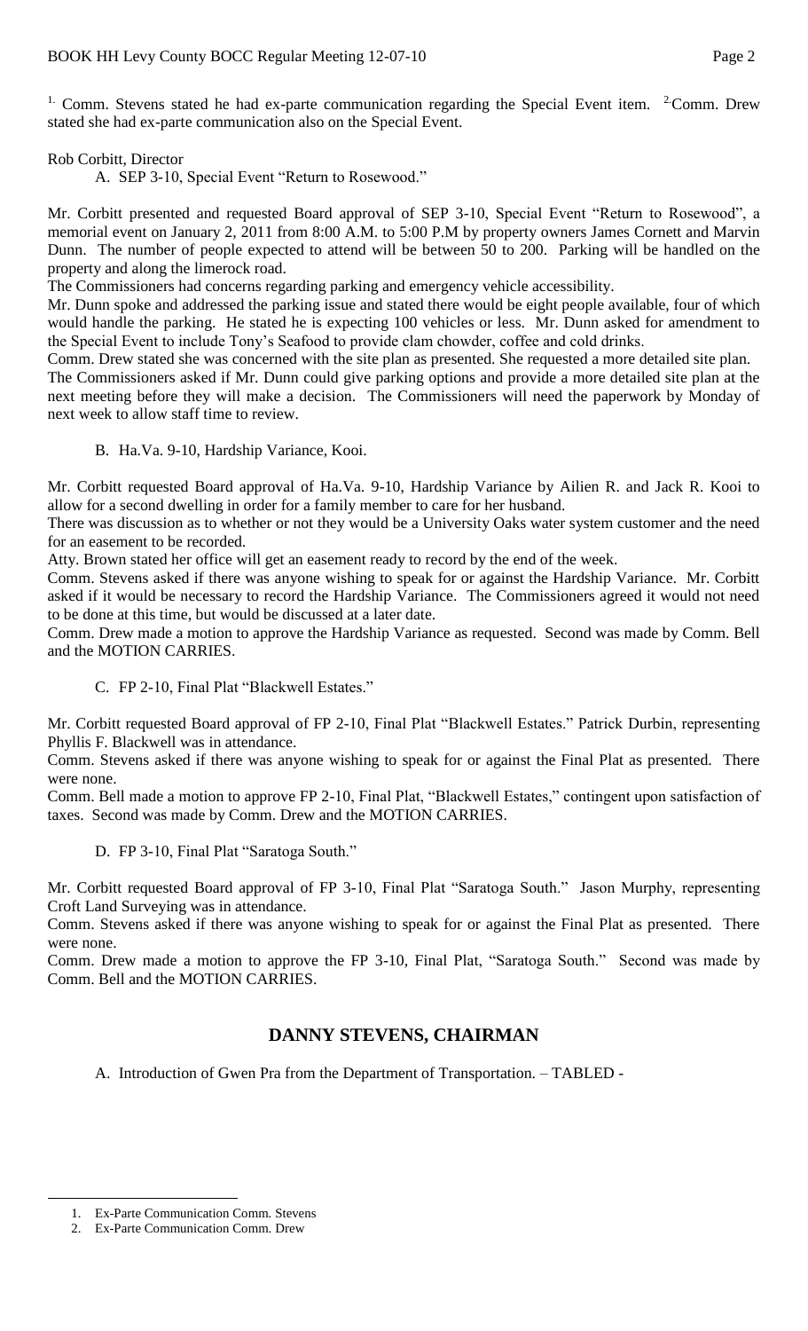[1] Comm. Stevens stated he had ex-parte communication regarding the Special Event item. [2] Comm. Drew stated she had ex-parte communication also on the Special Event.

Rob Corbitt, Director

A. SEP 3-10, Special Event "Return to Rosewood."

Mr. Corbitt presented and requested Board approval of SEP 3-10, Special Event "Return to Rosewood", a memorial event on January 2, 2011 from 8:00 A.M. to 5:00 P.M by property owners James Cornett and Marvin Dunn. The number of people expected to attend will be between 50 to 200. Parking will be handled on the property and along the limerock road.

The Commissioners had concerns regarding parking and emergency vehicle accessibility.

Mr. Dunn spoke and addressed the parking issue and stated there would be eight people available, four of which would handle the parking. He stated he is expecting 100 vehicles or less. Mr. Dunn asked for amendment to the Special Event to include Tony's Seafood to provide clam chowder, coffee and cold drinks.

Comm. Drew stated she was concerned with the site plan as presented. She requested a more detailed site plan.

The Commissioners asked if Mr. Dunn could give parking options and provide a more detailed site plan at the next meeting before they will make a decision. The Commissioners will need the paperwork by Monday of next week to allow staff time to review.

B. Ha.Va. 9-10, Hardship Variance, Kooi.

Mr. Corbitt requested Board approval of Ha.Va. 9-10, Hardship Variance by Ailien R. and Jack R. Kooi to allow for a second dwelling in order for a family member to care for her husband.

There was discussion as to whether or not they would be a University Oaks water system customer and the need for an easement to be recorded.

Atty. Brown stated her office will get an easement ready to record by the end of the week.

Comm. Stevens asked if there was anyone wishing to speak for or against the Hardship Variance. Mr. Corbitt asked if it would be necessary to record the Hardship Variance. The Commissioners agreed it would not need to be done at this time, but would be discussed at a later date.

Comm. Drew made a motion to approve the Hardship Variance as requested. Second was made by Comm. Bell and the MOTION CARRIES.

C. FP 2-10, Final Plat "Blackwell Estates."

Mr. Corbitt requested Board approval of FP 2-10, Final Plat "Blackwell Estates." Patrick Durbin, representing Phyllis F. Blackwell was in attendance.

Comm. Stevens asked if there was anyone wishing to speak for or against the Final Plat as presented. There were none.

Comm. Bell made a motion to approve FP 2-10, Final Plat, "Blackwell Estates," contingent upon satisfaction of taxes. Second was made by Comm. Drew and the MOTION CARRIES.

D. FP 3-10, Final Plat "Saratoga South."

Mr. Corbitt requested Board approval of FP 3-10, Final Plat "Saratoga South." Jason Murphy, representing Croft Land Surveying was in attendance.

Comm. Stevens asked if there was anyone wishing to speak for or against the Final Plat as presented. There were none.

Comm. Drew made a motion to approve the FP 3-10, Final Plat, "Saratoga South." Second was made by Comm. Bell and the MOTION CARRIES.

## DANNY STEVENS, CHAIRMAN

A. Introduction of Gwen Pra from the Department of Transportation. – TABLED -

1. Ex-Parte Communication Comm. Stevens
2. Ex-Parte Communication Comm. Drew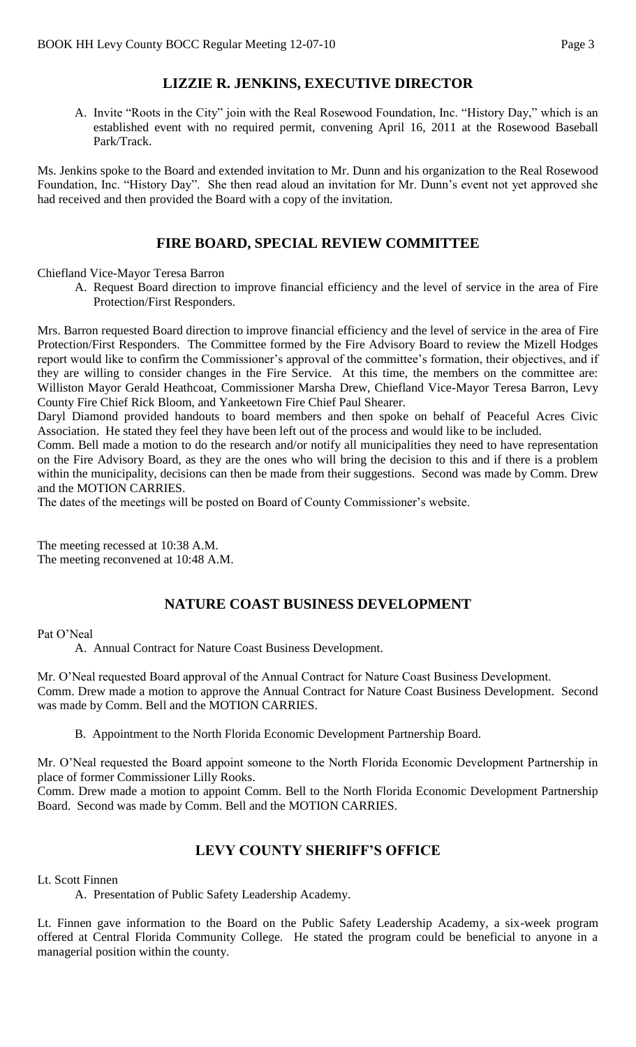## LIZZIE R. JENKINS, EXECUTIVE DIRECTOR

A. Invite "Roots in the City" join with the Real Rosewood Foundation, Inc. "History Day," which is an established event with no required permit, convening April 16, 2011 at the Rosewood Baseball Park/Track.

Ms. Jenkins spoke to the Board and extended invitation to Mr. Dunn and his organization to the Real Rosewood Foundation, Inc. "History Day". She then read aloud an invitation for Mr. Dunn's event not yet approved she had received and then provided the Board with a copy of the invitation.

## FIRE BOARD, SPECIAL REVIEW COMMITTEE

Chiefland Vice-Mayor Teresa Barron

A. Request Board direction to improve financial efficiency and the level of service in the area of Fire Protection/First Responders.

Mrs. Barron requested Board direction to improve financial efficiency and the level of service in the area of Fire Protection/First Responders. The Committee formed by the Fire Advisory Board to review the Mizell Hodges report would like to confirm the Commissioner's approval of the committee's formation, their objectives, and if they are willing to consider changes in the Fire Service. At this time, the members on the committee are: Williston Mayor Gerald Heathcoat, Commissioner Marsha Drew, Chiefland Vice-Mayor Teresa Barron, Levy County Fire Chief Rick Bloom, and Yankeetown Fire Chief Paul Shearer.

Daryl Diamond provided handouts to board members and then spoke on behalf of Peaceful Acres Civic Association. He stated they feel they have been left out of the process and would like to be included.

Comm. Bell made a motion to do the research and/or notify all municipalities they need to have representation on the Fire Advisory Board, as they are the ones who will bring the decision to this and if there is a problem within the municipality, decisions can then be made from their suggestions. Second was made by Comm. Drew and the MOTION CARRIES.

The dates of the meetings will be posted on Board of County Commissioner's website.

The meeting recessed at 10:38 A.M.
The meeting reconvened at 10:48 A.M.

## NATURE COAST BUSINESS DEVELOPMENT

Pat O'Neal

A. Annual Contract for Nature Coast Business Development.

Mr. O'Neal requested Board approval of the Annual Contract for Nature Coast Business Development.
Comm. Drew made a motion to approve the Annual Contract for Nature Coast Business Development. Second was made by Comm. Bell and the MOTION CARRIES.

B. Appointment to the North Florida Economic Development Partnership Board.

Mr. O'Neal requested the Board appoint someone to the North Florida Economic Development Partnership in place of former Commissioner Lilly Rooks.

Comm. Drew made a motion to appoint Comm. Bell to the North Florida Economic Development Partnership Board. Second was made by Comm. Bell and the MOTION CARRIES.

## LEVY COUNTY SHERIFF'S OFFICE

Lt. Scott Finnen

A. Presentation of Public Safety Leadership Academy.

Lt. Finnen gave information to the Board on the Public Safety Leadership Academy, a six-week program offered at Central Florida Community College. He stated the program could be beneficial to anyone in a managerial position within the county.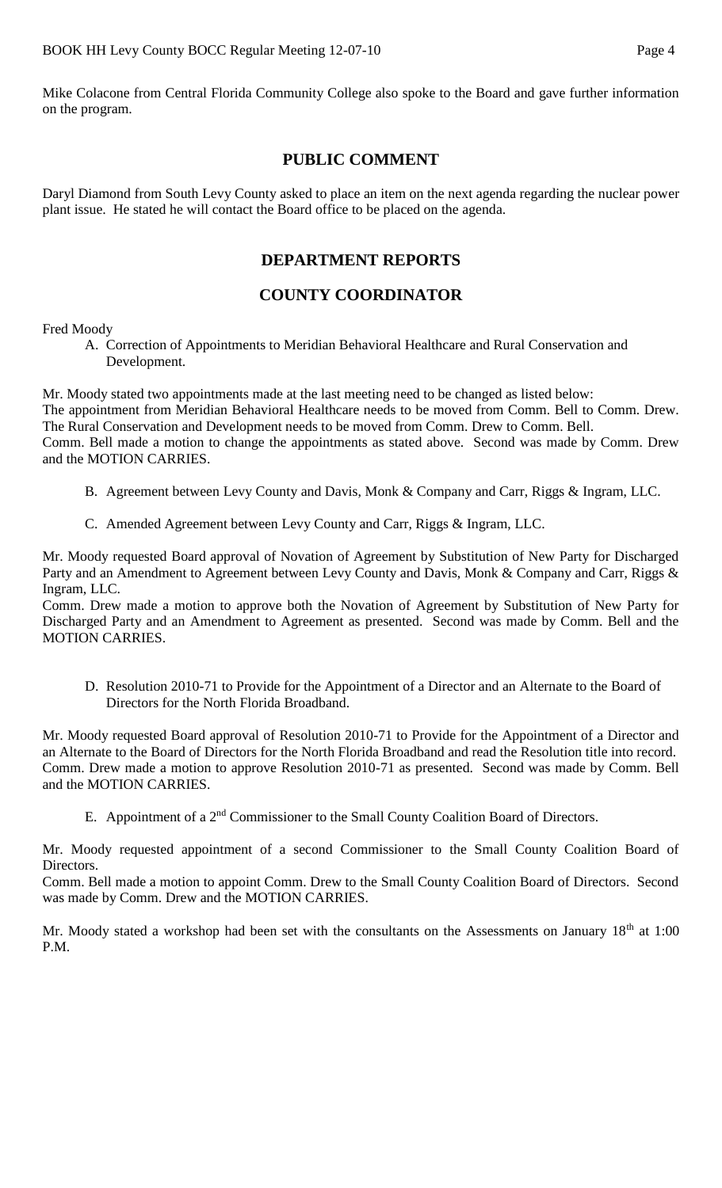Mike Colacone from Central Florida Community College also spoke to the Board and gave further information on the program.

## PUBLIC COMMENT

Daryl Diamond from South Levy County asked to place an item on the next agenda regarding the nuclear power plant issue. He stated he will contact the Board office to be placed on the agenda.

## DEPARTMENT REPORTS

## COUNTY COORDINATOR

Fred Moody

A. Correction of Appointments to Meridian Behavioral Healthcare and Rural Conservation and Development.

Mr. Moody stated two appointments made at the last meeting need to be changed as listed below:
The appointment from Meridian Behavioral Healthcare needs to be moved from Comm. Bell to Comm. Drew.
The Rural Conservation and Development needs to be moved from Comm. Drew to Comm. Bell.
Comm. Bell made a motion to change the appointments as stated above. Second was made by Comm. Drew and the MOTION CARRIES.

B. Agreement between Levy County and Davis, Monk & Company and Carr, Riggs & Ingram, LLC.

C. Amended Agreement between Levy County and Carr, Riggs & Ingram, LLC.

Mr. Moody requested Board approval of Novation of Agreement by Substitution of New Party for Discharged Party and an Amendment to Agreement between Levy County and Davis, Monk & Company and Carr, Riggs & Ingram, LLC.
Comm. Drew made a motion to approve both the Novation of Agreement by Substitution of New Party for Discharged Party and an Amendment to Agreement as presented. Second was made by Comm. Bell and the MOTION CARRIES.

D. Resolution 2010-71 to Provide for the Appointment of a Director and an Alternate to the Board of Directors for the North Florida Broadband.

Mr. Moody requested Board approval of Resolution 2010-71 to Provide for the Appointment of a Director and an Alternate to the Board of Directors for the North Florida Broadband and read the Resolution title into record.
Comm. Drew made a motion to approve Resolution 2010-71 as presented. Second was made by Comm. Bell and the MOTION CARRIES.

E. Appointment of a 2nd Commissioner to the Small County Coalition Board of Directors.

Mr. Moody requested appointment of a second Commissioner to the Small County Coalition Board of Directors.
Comm. Bell made a motion to appoint Comm. Drew to the Small County Coalition Board of Directors. Second was made by Comm. Drew and the MOTION CARRIES.

Mr. Moody stated a workshop had been set with the consultants on the Assessments on January 18th at 1:00 P.M.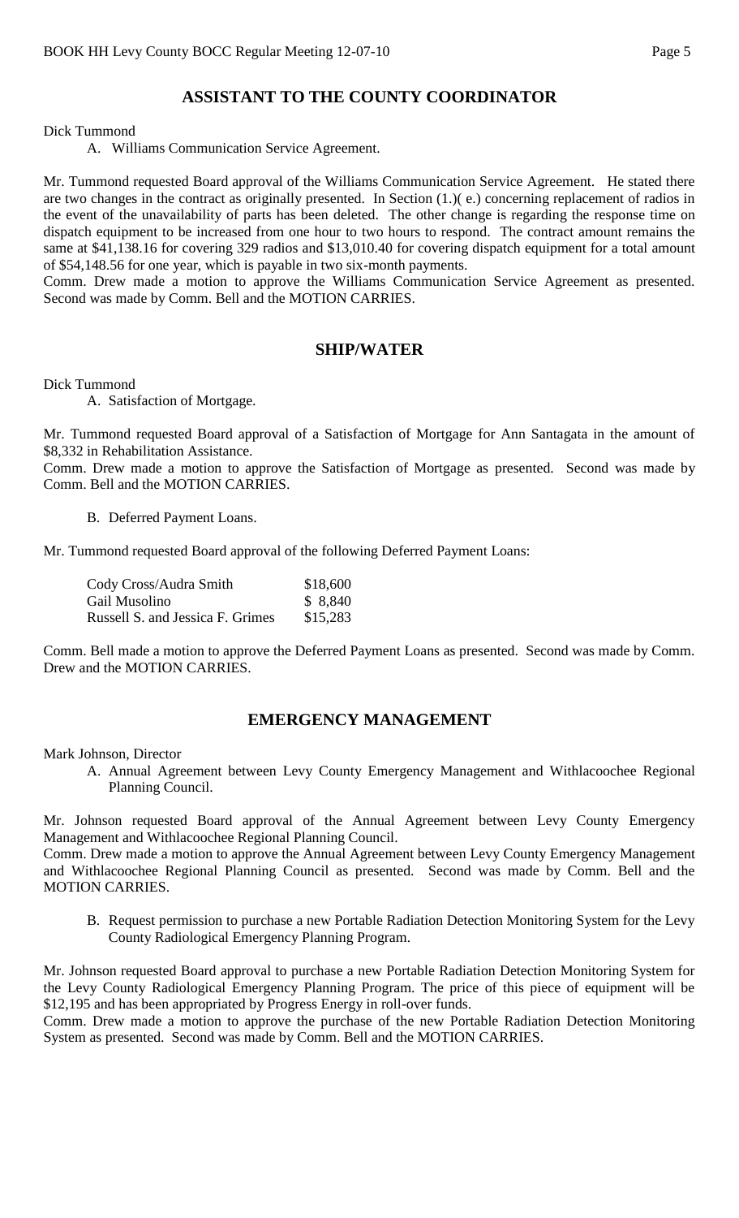## ASSISTANT TO THE COUNTY COORDINATOR

Dick Tummond

A. Williams Communication Service Agreement.

Mr. Tummond requested Board approval of the Williams Communication Service Agreement. He stated there are two changes in the contract as originally presented. In Section (1.)( e.) concerning replacement of radios in the event of the unavailability of parts has been deleted. The other change is regarding the response time on dispatch equipment to be increased from one hour to two hours to respond. The contract amount remains the same at $41,138.16 for covering 329 radios and $13,010.40 for covering dispatch equipment for a total amount of $54,148.56 for one year, which is payable in two six-month payments.

Comm. Drew made a motion to approve the Williams Communication Service Agreement as presented. Second was made by Comm. Bell and the MOTION CARRIES.

## SHIP/WATER

Dick Tummond

A. Satisfaction of Mortgage.

Mr. Tummond requested Board approval of a Satisfaction of Mortgage for Ann Santagata in the amount of $8,332 in Rehabilitation Assistance.

Comm. Drew made a motion to approve the Satisfaction of Mortgage as presented. Second was made by Comm. Bell and the MOTION CARRIES.

B. Deferred Payment Loans.

Mr. Tummond requested Board approval of the following Deferred Payment Loans:

| | |
|---|---|
| Cody Cross/Audra Smith | $18,600 |
| Gail Musolino | $ 8,840 |
| Russell S. and Jessica F. Grimes | $15,283 |

Comm. Bell made a motion to approve the Deferred Payment Loans as presented. Second was made by Comm. Drew and the MOTION CARRIES.

## EMERGENCY MANAGEMENT

Mark Johnson, Director

A. Annual Agreement between Levy County Emergency Management and Withlacoochee Regional Planning Council.

Mr. Johnson requested Board approval of the Annual Agreement between Levy County Emergency Management and Withlacoochee Regional Planning Council.

Comm. Drew made a motion to approve the Annual Agreement between Levy County Emergency Management and Withlacoochee Regional Planning Council as presented. Second was made by Comm. Bell and the MOTION CARRIES.

B. Request permission to purchase a new Portable Radiation Detection Monitoring System for the Levy County Radiological Emergency Planning Program.

Mr. Johnson requested Board approval to purchase a new Portable Radiation Detection Monitoring System for the Levy County Radiological Emergency Planning Program. The price of this piece of equipment will be $12,195 and has been appropriated by Progress Energy in roll-over funds.

Comm. Drew made a motion to approve the purchase of the new Portable Radiation Detection Monitoring System as presented. Second was made by Comm. Bell and the MOTION CARRIES.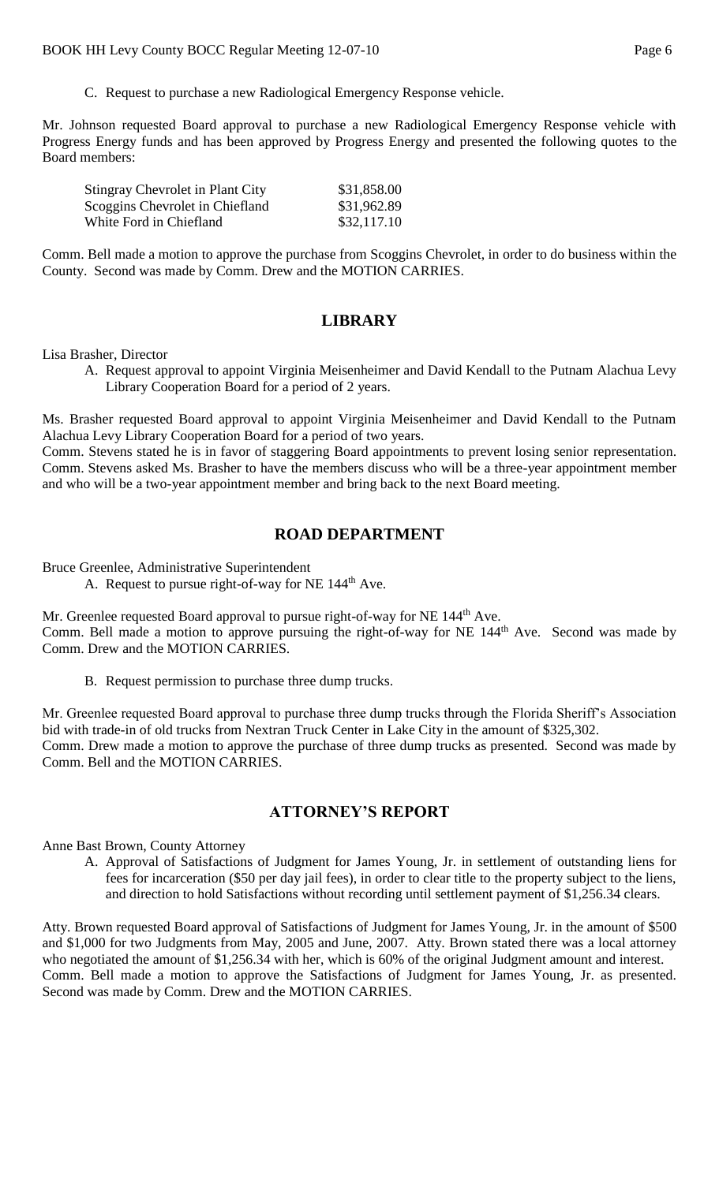C. Request to purchase a new Radiological Emergency Response vehicle.

Mr. Johnson requested Board approval to purchase a new Radiological Emergency Response vehicle with Progress Energy funds and has been approved by Progress Energy and presented the following quotes to the Board members:

| | |
|---|---|
| Stingray Chevrolet in Plant City | \$31,858.00 |
| Scoggins Chevrolet in Chiefland | \$31,962.89 |
| White Ford in Chiefland | \$32,117.10 |

Comm. Bell made a motion to approve the purchase from Scoggins Chevrolet, in order to do business within the County. Second was made by Comm. Drew and the MOTION CARRIES.

## LIBRARY

Lisa Brasher, Director

A. Request approval to appoint Virginia Meisenheimer and David Kendall to the Putnam Alachua Levy Library Cooperation Board for a period of 2 years.

Ms. Brasher requested Board approval to appoint Virginia Meisenheimer and David Kendall to the Putnam Alachua Levy Library Cooperation Board for a period of two years.

Comm. Stevens stated he is in favor of staggering Board appointments to prevent losing senior representation. Comm. Stevens asked Ms. Brasher to have the members discuss who will be a three-year appointment member and who will be a two-year appointment member and bring back to the next Board meeting.

## ROAD DEPARTMENT

Bruce Greenlee, Administrative Superintendent

A. Request to pursue right-of-way for NE 144th Ave.

Mr. Greenlee requested Board approval to pursue right-of-way for NE 144th Ave.

Comm. Bell made a motion to approve pursuing the right-of-way for NE 144th Ave. Second was made by Comm. Drew and the MOTION CARRIES.

B. Request permission to purchase three dump trucks.

Mr. Greenlee requested Board approval to purchase three dump trucks through the Florida Sheriff's Association bid with trade-in of old trucks from Nextran Truck Center in Lake City in the amount of \$325,302.

Comm. Drew made a motion to approve the purchase of three dump trucks as presented. Second was made by Comm. Bell and the MOTION CARRIES.

## ATTORNEY'S REPORT

Anne Bast Brown, County Attorney

A. Approval of Satisfactions of Judgment for James Young, Jr. in settlement of outstanding liens for fees for incarceration (\$50 per day jail fees), in order to clear title to the property subject to the liens, and direction to hold Satisfactions without recording until settlement payment of \$1,256.34 clears.

Atty. Brown requested Board approval of Satisfactions of Judgment for James Young, Jr. in the amount of \$500 and \$1,000 for two Judgments from May, 2005 and June, 2007. Atty. Brown stated there was a local attorney who negotiated the amount of \$1,256.34 with her, which is 60% of the original Judgment amount and interest.

Comm. Bell made a motion to approve the Satisfactions of Judgment for James Young, Jr. as presented. Second was made by Comm. Drew and the MOTION CARRIES.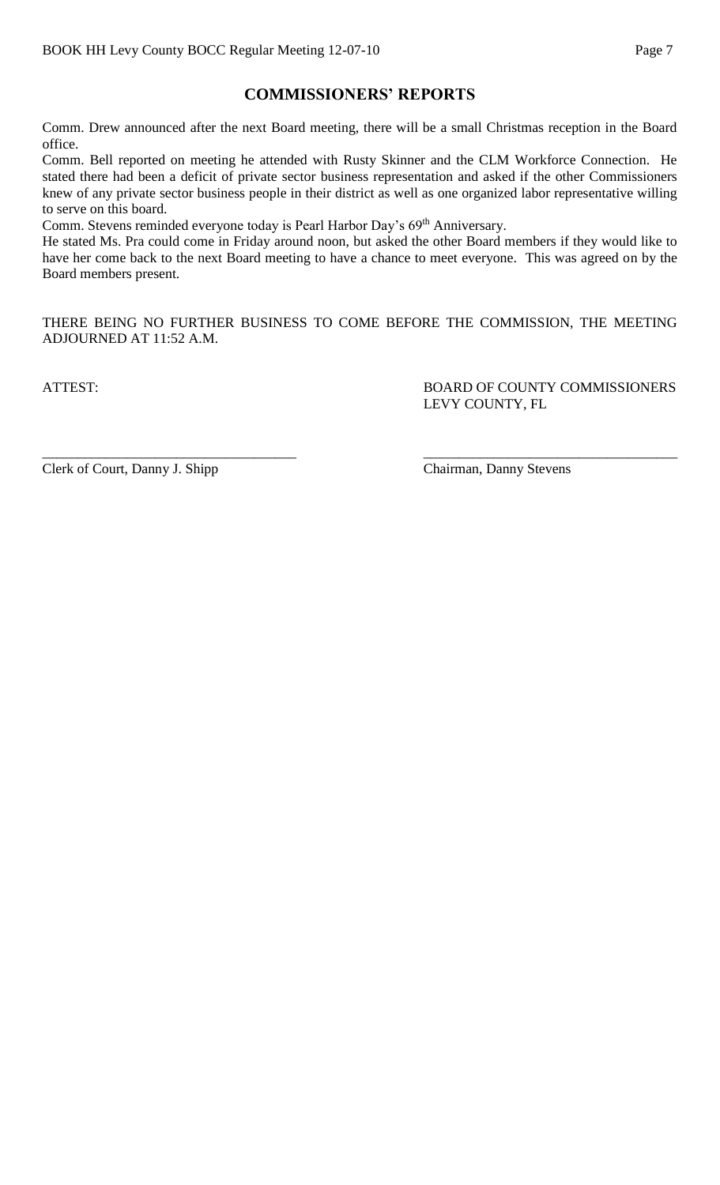## COMMISSIONERS' REPORTS

Comm. Drew announced after the next Board meeting, there will be a small Christmas reception in the Board office.

Comm. Bell reported on meeting he attended with Rusty Skinner and the CLM Workforce Connection. He stated there had been a deficit of private sector business representation and asked if the other Commissioners knew of any private sector business people in their district as well as one organized labor representative willing to serve on this board.

Comm. Stevens reminded everyone today is Pearl Harbor Day's 69th Anniversary.

He stated Ms. Pra could come in Friday around noon, but asked the other Board members if they would like to have her come back to the next Board meeting to have a chance to meet everyone. This was agreed on by the Board members present.

THERE BEING NO FURTHER BUSINESS TO COME BEFORE THE COMMISSION, THE MEETING ADJOURNED AT 11:52 A.M.

ATTEST:

BOARD OF COUNTY COMMISSIONERS
LEVY COUNTY, FL

\_\_\_\_\_\_\_\_\_\_\_\_\_\_\_\_\_\_\_\_\_\_\_\_\_\_\_\_\_\_\_\_\_\_\_\_
Clerk of Court, Danny J. Shipp

\_\_\_\_\_\_\_\_\_\_\_\_\_\_\_\_\_\_\_\_\_\_\_\_\_\_\_\_\_\_\_\_\_\_\_\_
Chairman, Danny Stevens